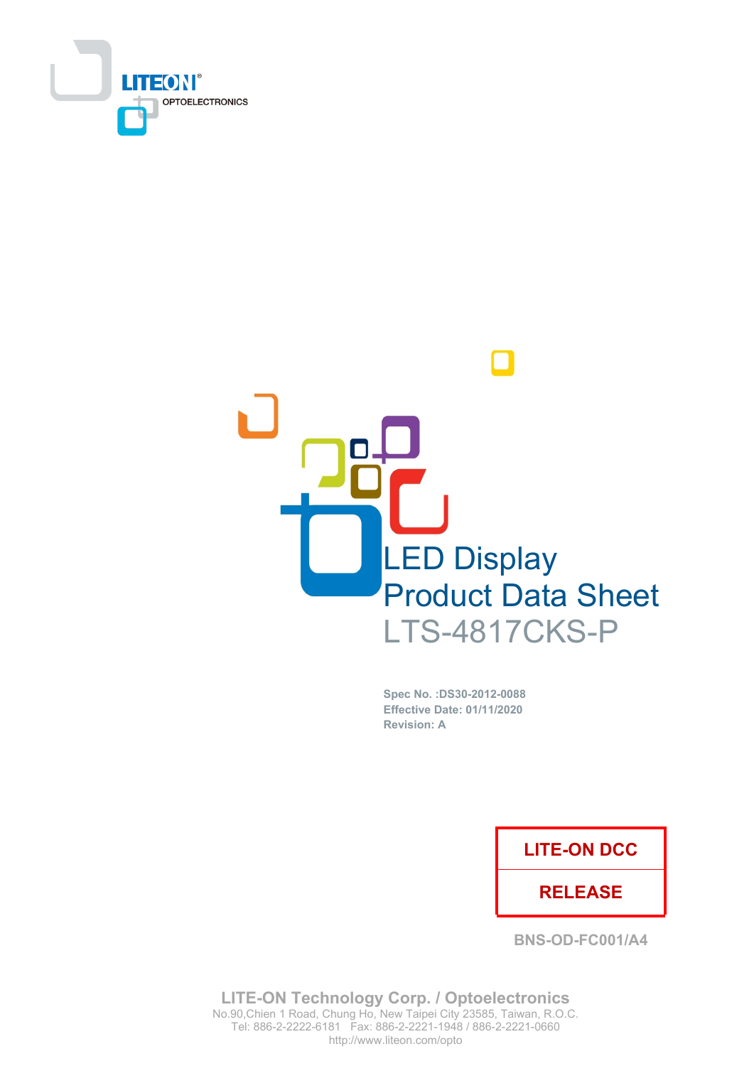LITEON OPTOELECTRONICS

# LED Display
# Product Data Sheet
## LTS-4817CKS-P

**Spec No. :DS30-2012-0088**
**Effective Date: 01/11/2020**
**Revision: A**

| LITE-ON DCC |
| --- |
| RELEASE |

**BNS-OD-FC001/A4**

**LITE-ON Technology Corp. / Optoelectronics**
No.90,Chien 1 Road, Chung Ho, New Taipei City 23585, Taiwan, R.O.C.
Tel: 886-2-2222-6181 Fax: 886-2-2221-1948 / 886-2-2221-0660
http://www.liteon.com/opto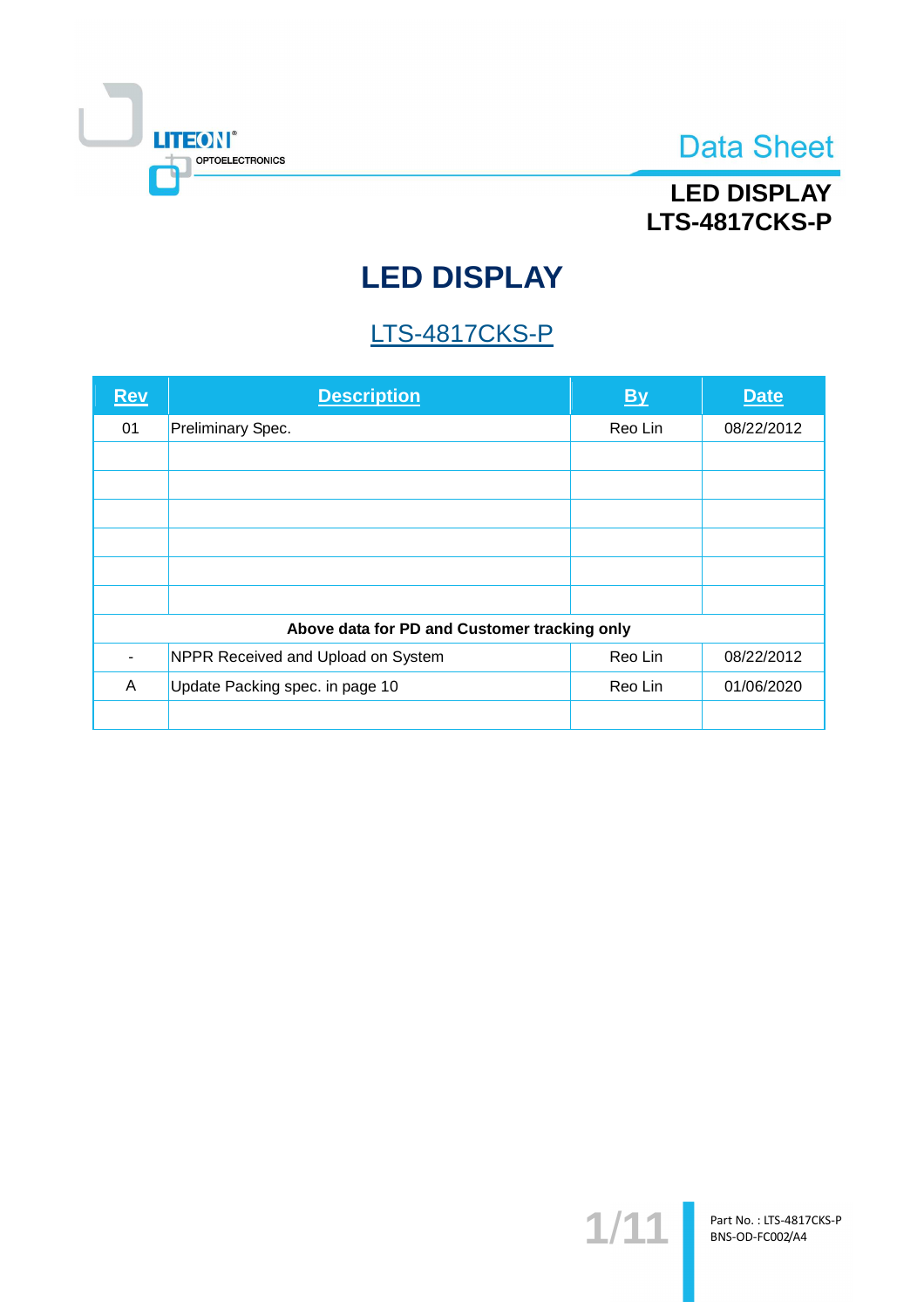# LED DISPLAY

## LTS-4817CKS-P

| Rev | Description | By | Date |
|---|---|---|---|
| 01 | Preliminary Spec. | Reo Lin | 08/22/2012 |
| | | | |
| | | | |
| | | | |
| | | | |
| | | | |
| | | | |
| **Above data for PD and Customer tracking only** | | | |
| - | NPPR Received and Upload on System | Reo Lin | 08/22/2012 |
| A | Update Packing spec. in page 10 | Reo Lin | 01/06/2020 |
| | | | |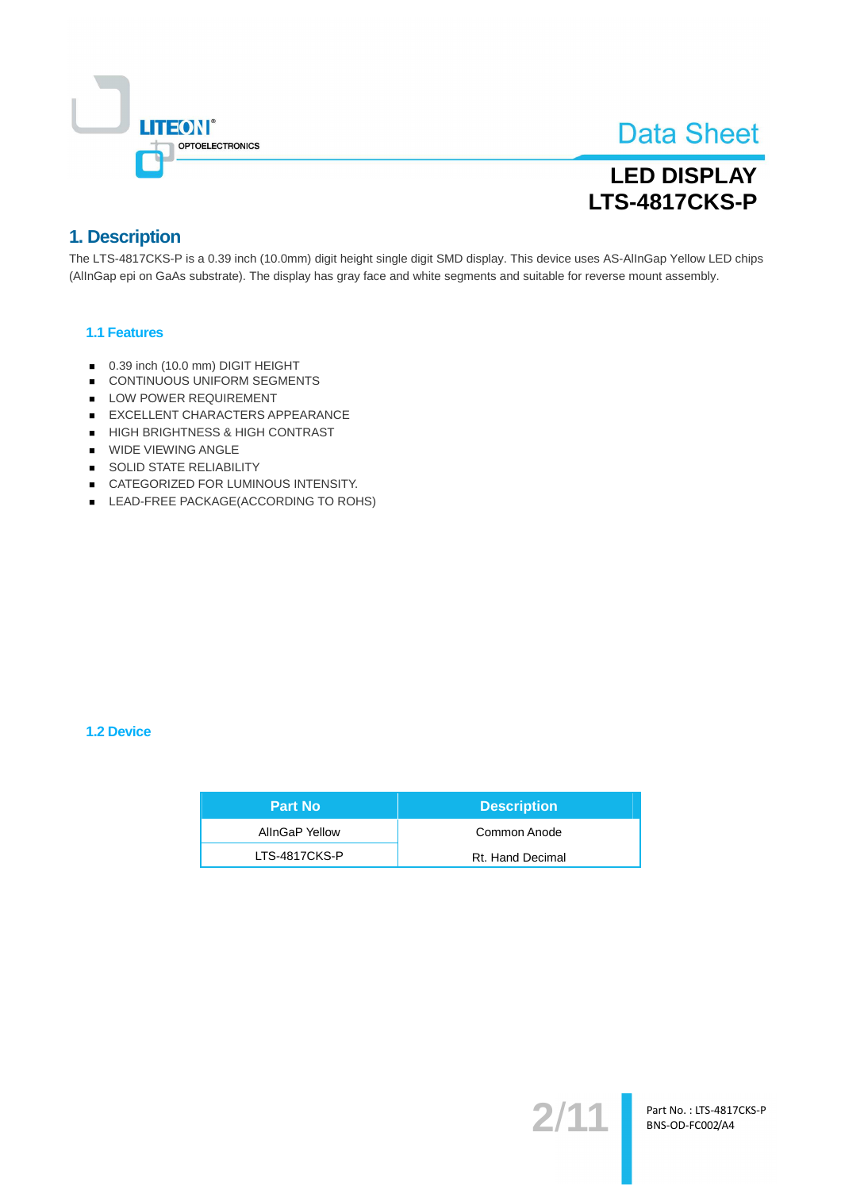# LED DISPLAY
# LTS-4817CKS-P

## 1. Description

The LTS-4817CKS-P is a 0.39 inch (10.0mm) digit height single digit SMD display. This device uses AS-AlInGap Yellow LED chips (AlInGap epi on GaAs substrate). The display has gray face and white segments and suitable for reverse mount assembly.

### 1.1 Features

- 0.39 inch (10.0 mm) DIGIT HEIGHT
- CONTINUOUS UNIFORM SEGMENTS
- LOW POWER REQUIREMENT
- EXCELLENT CHARACTERS APPEARANCE
- HIGH BRIGHTNESS & HIGH CONTRAST
- WIDE VIEWING ANGLE
- SOLID STATE RELIABILITY
- CATEGORIZED FOR LUMINOUS INTENSITY.
- LEAD-FREE PACKAGE(ACCORDING TO ROHS)

### 1.2 Device

| Part No | Description |
|---|---|
| AlInGaP Yellow | Common Anode |
| LTS-4817CKS-P | Rt. Hand Decimal |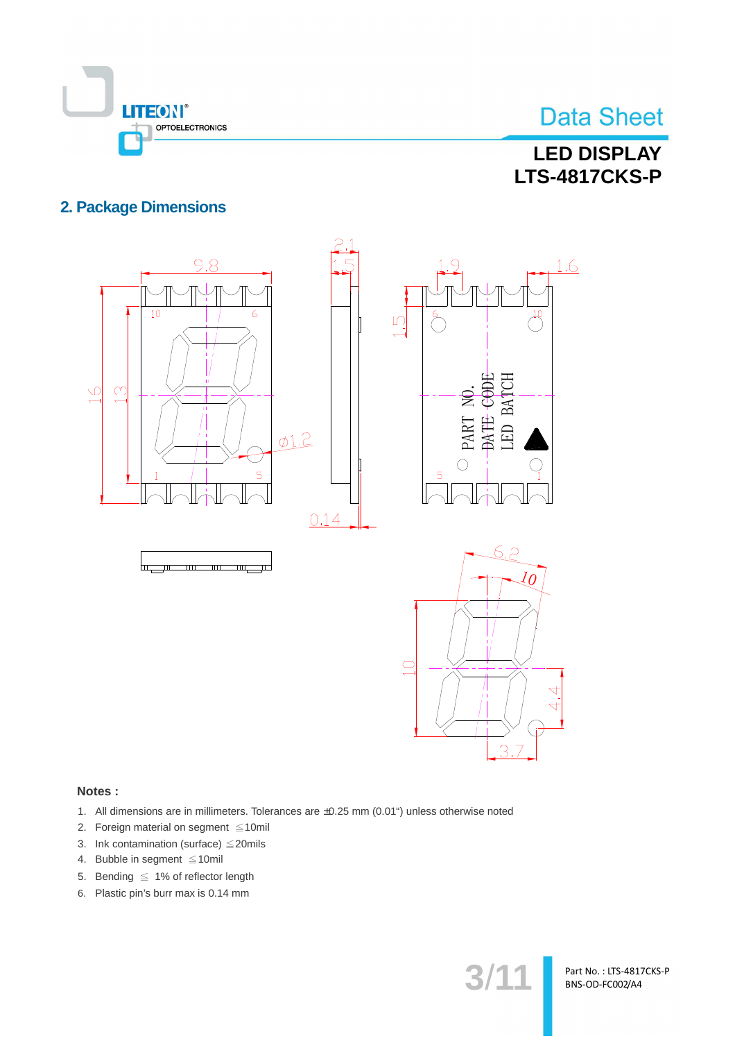## 2. Package Dimensions

**Notes :**

1. All dimensions are in millimeters. Tolerances are ±0.25 mm (0.01") unless otherwise noted
2. Foreign material on segment ≦10mil
3. Ink contamination (surface) ≦20mils
4. Bubble in segment ≦10mil
5. Bending ≦ 1% of reflector length
6. Plastic pin's burr max is 0.14 mm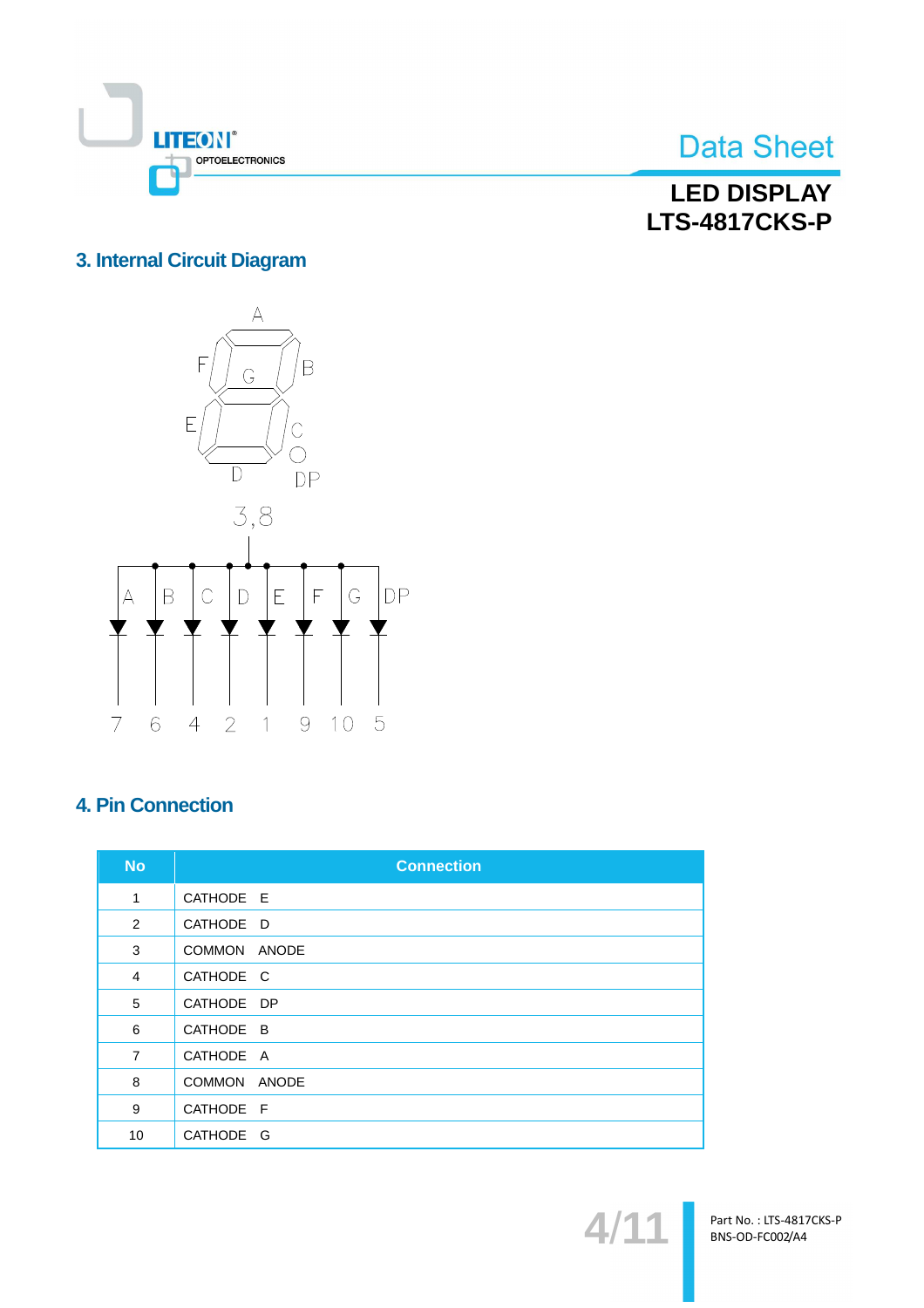## 3. Internal Circuit Diagram

## 4. Pin Connection

| No | Connection |
|---|---|
| 1 | CATHODE E |
| 2 | CATHODE D |
| 3 | COMMON ANODE |
| 4 | CATHODE C |
| 5 | CATHODE DP |
| 6 | CATHODE B |
| 7 | CATHODE A |
| 8 | COMMON ANODE |
| 9 | CATHODE F |
| 10 | CATHODE G |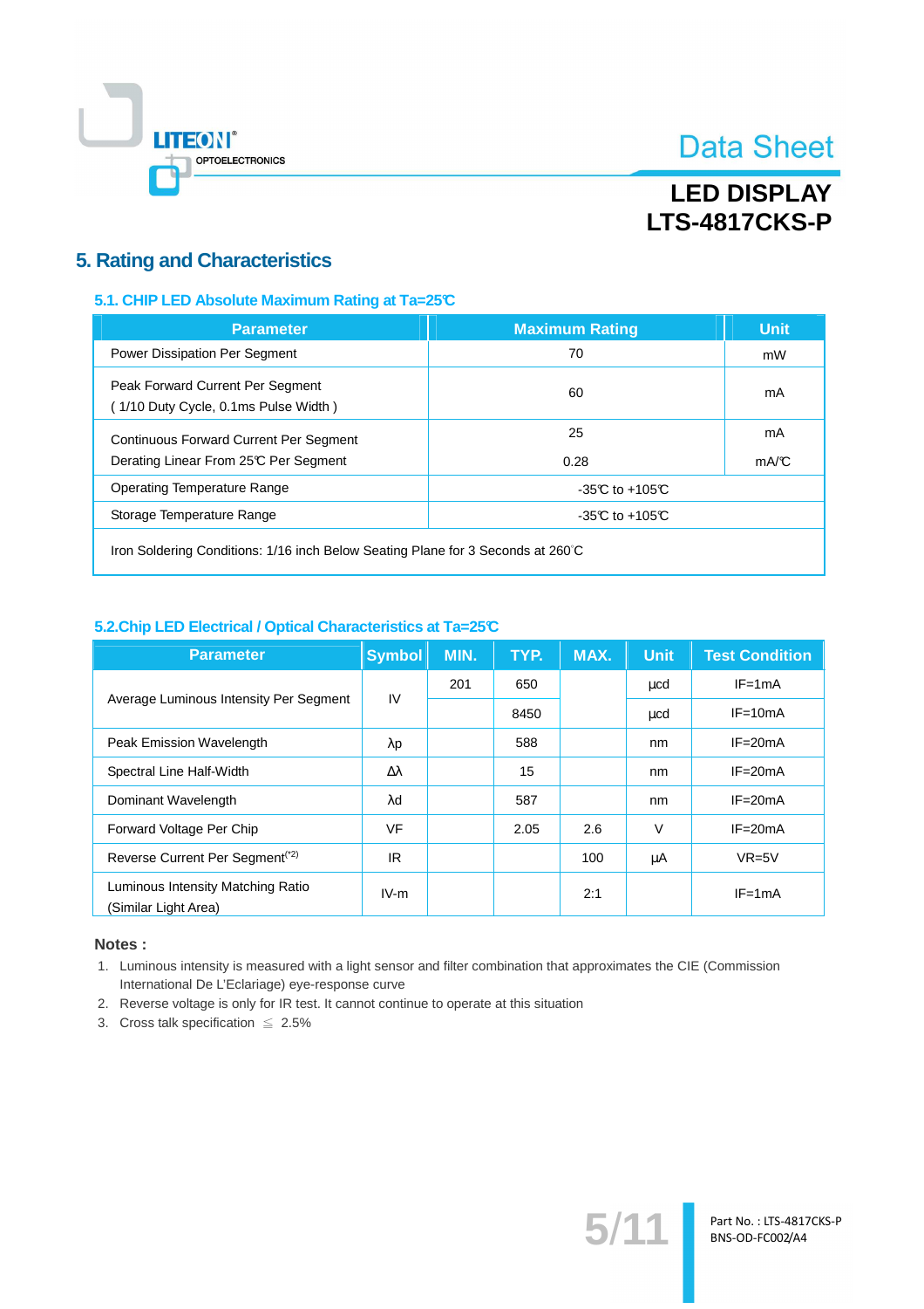## 5. Rating and Characteristics

### 5.1. CHIP LED Absolute Maximum Rating at Ta=25℃

| Parameter | Maximum Rating | Unit |
|---|---|---|
| Power Dissipation Per Segment | 70 | mW |
| Peak Forward Current Per Segment ( 1/10 Duty Cycle, 0.1ms Pulse Width ) | 60 | mA |
| Continuous Forward Current Per Segment<br>Derating Linear From 25℃ Per Segment | 25<br>0.28 | mA<br>mA/℃ |
| Operating Temperature Range | -35℃ to +105℃ | |
| Storage Temperature Range | -35℃ to +105℃ | |
| Iron Soldering Conditions: 1/16 inch Below Seating Plane for 3 Seconds at 260°C | | |

### 5.2.Chip LED Electrical / Optical Characteristics at Ta=25℃

| Parameter | Symbol | MIN. | TYP. | MAX. | Unit | Test Condition |
|---|---|---|---|---|---|---|
| Average Luminous Intensity Per Segment | IV | 201 | 650 | | μcd | IF=1mA |
| | | | 8450 | | μcd | IF=10mA |
| Peak Emission Wavelength | λp | | 588 | | nm | IF=20mA |
| Spectral Line Half-Width | Δλ | | 15 | | nm | IF=20mA |
| Dominant Wavelength | λd | | 587 | | nm | IF=20mA |
| Forward Voltage Per Chip | VF | | 2.05 | 2.6 | V | IF=20mA |
| Reverse Current Per Segment(*2) | IR | | | 100 | μA | VR=5V |
| Luminous Intensity Matching Ratio (Similar Light Area) | IV-m | | | 2:1 | | IF=1mA |

**Notes :**

1. Luminous intensity is measured with a light sensor and filter combination that approximates the CIE (Commission International De L'Eclariage) eye-response curve
2. Reverse voltage is only for IR test. It cannot continue to operate at this situation
3. Cross talk specification ≦ 2.5%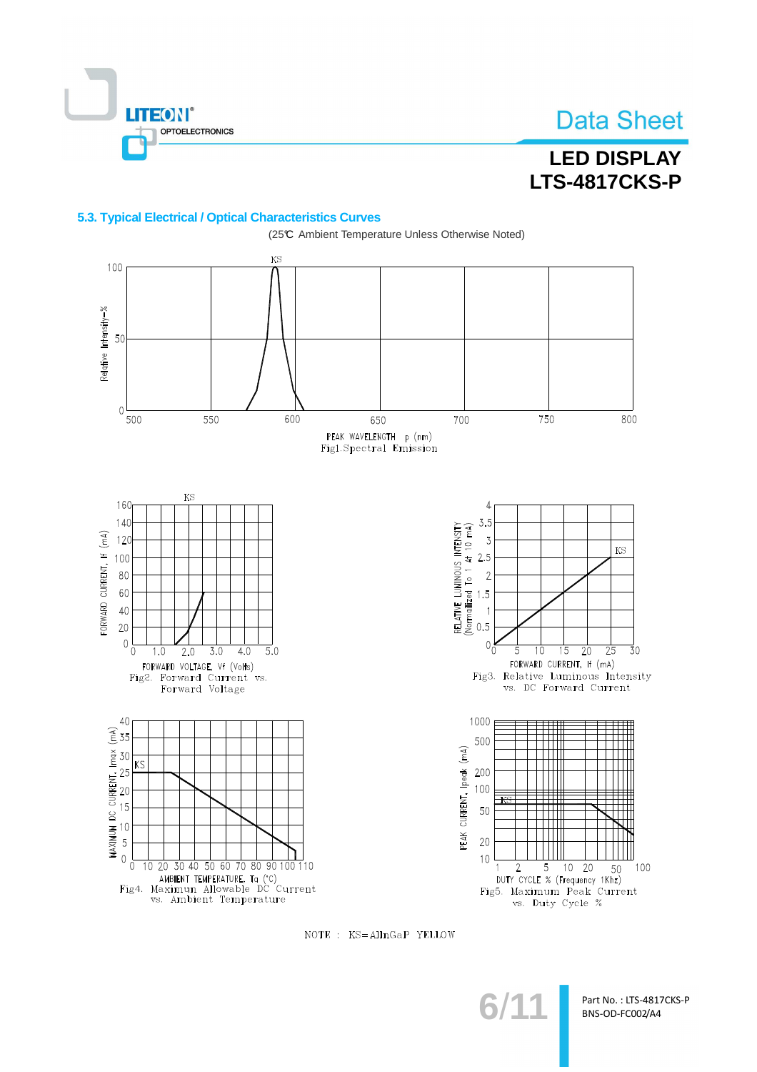### 5.3. Typical Electrical / Optical Characteristics Curves

(25℃ Ambient Temperature Unless Otherwise Noted)

KS

Relative Intensity—%

PEAK WAVELENGTH λp (nm)

Fig1. Spectral Emission

KS

FORWARD CURRENT, If (mA)

FORWARD VOLTAGE, Vf (Volts)

Fig2. Forward Current vs. Forward Voltage

RELATIVE LUMINOUS INTENSITY (Normalized To 1 At 10 mA)

KS

FORWARD CURRENT, If (mA)

Fig3. Relative Luminous Intensity vs. DC Forward Current

MAXIMUM DC CURRENT, Imax (mA)

KS

AMBIENT TEMPERATURE, Ta (°C)

Fig4. Maximum Allowable DC Current vs. Ambient Temperature

PEAK CURRENT, Ipeak (mA)

KS

DUTY CYCLE % (Frequency 1Khz)

Fig5. Maximum Peak Current vs. Duty Cycle %

NOTE : KS=AlInGaP YELLOW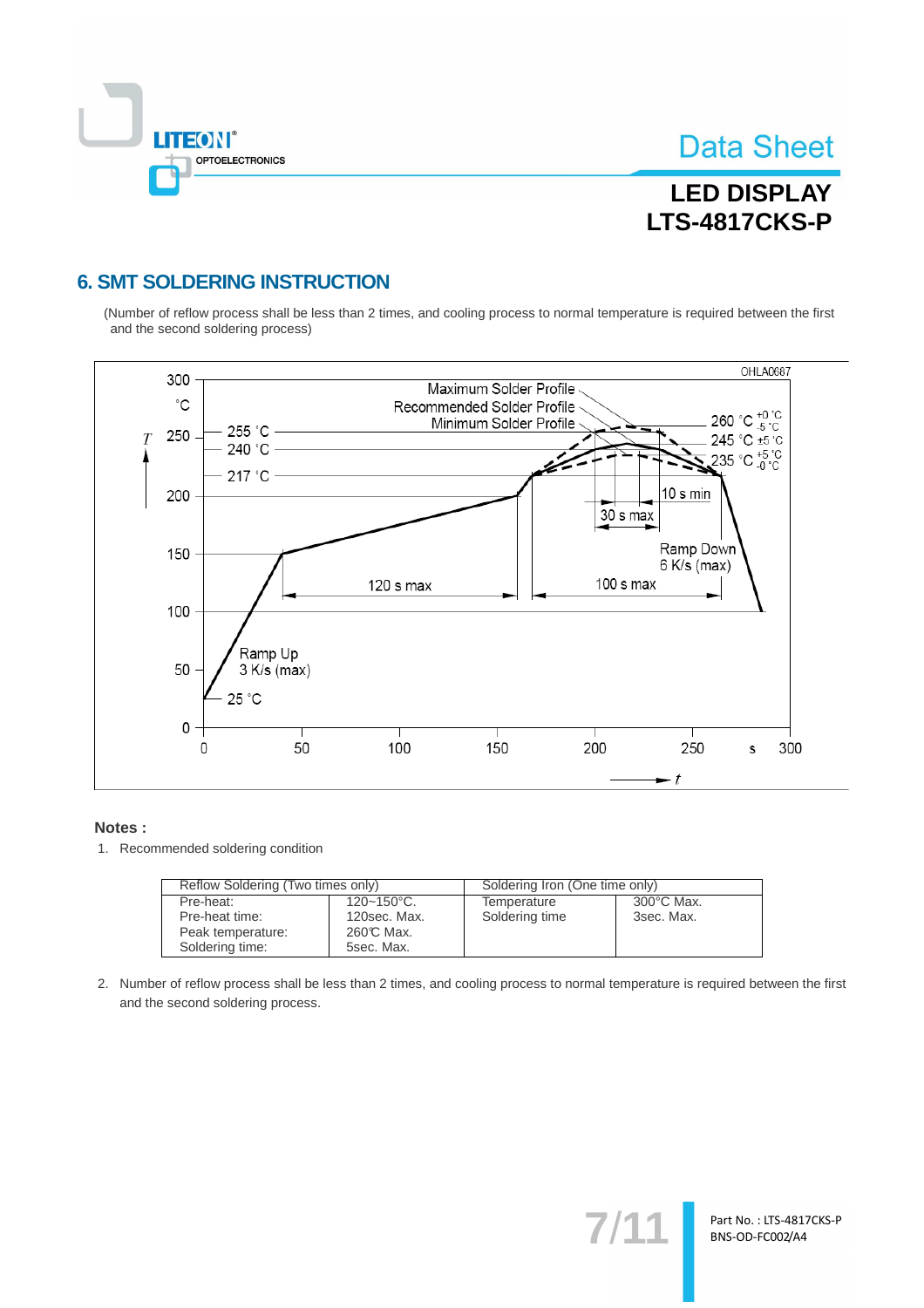## 6. SMT SOLDERING INSTRUCTION

(Number of reflow process shall be less than 2 times, and cooling process to normal temperature is required between the first and the second soldering process)

OHLA0687

Maximum Solder Profile
Recommended Solder Profile
Minimum Solder Profile

260 °C +0 °C / -5 °C
245 °C ±5 °C
235 °C +5 °C / -0 °C

255 °C
240 °C
217 °C

10 s min
30 s max
Ramp Down 6 K/s (max)
120 s max
100 s max
Ramp Up 3 K/s (max)
25 °C

T (°C): 0, 50, 100, 150, 200, 250, 300
t (s): 0, 50, 100, 150, 200, 250, 300

**Notes :**

1. Recommended soldering condition

| Reflow Soldering (Two times only) | | Soldering Iron (One time only) | |
|---|---|---|---|
| Pre-heat:<br>Pre-heat time:<br>Peak temperature:<br>Soldering time: | 120~150°C.<br>120sec. Max.<br>260℃ Max.<br>5sec. Max. | Temperature<br>Soldering time | 300°C Max.<br>3sec. Max. |

2. Number of reflow process shall be less than 2 times, and cooling process to normal temperature is required between the first and the second soldering process.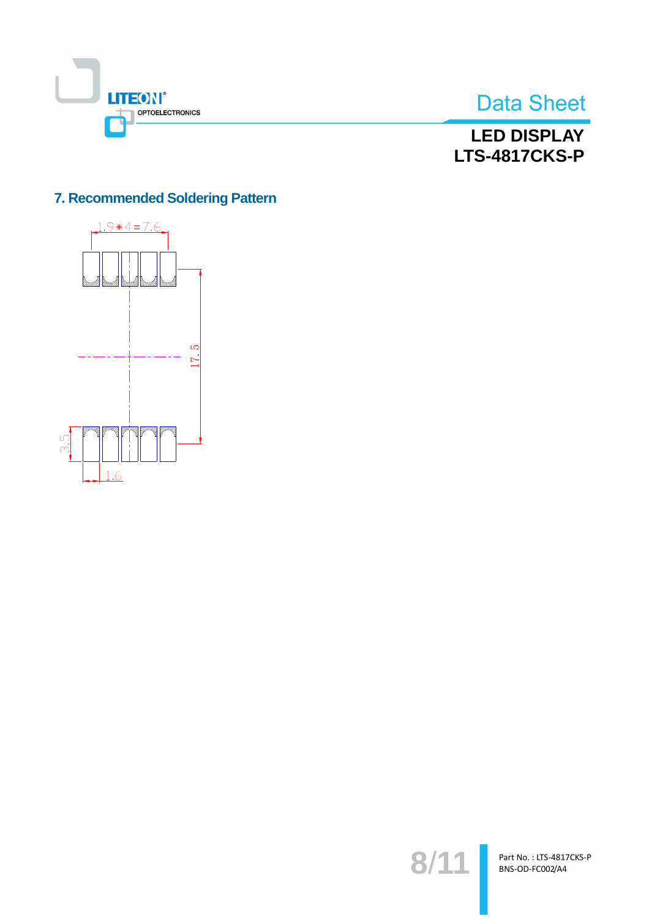## 7. Recommended Soldering Pattern

1.9∗4=7.6

17.5

3.5

1.6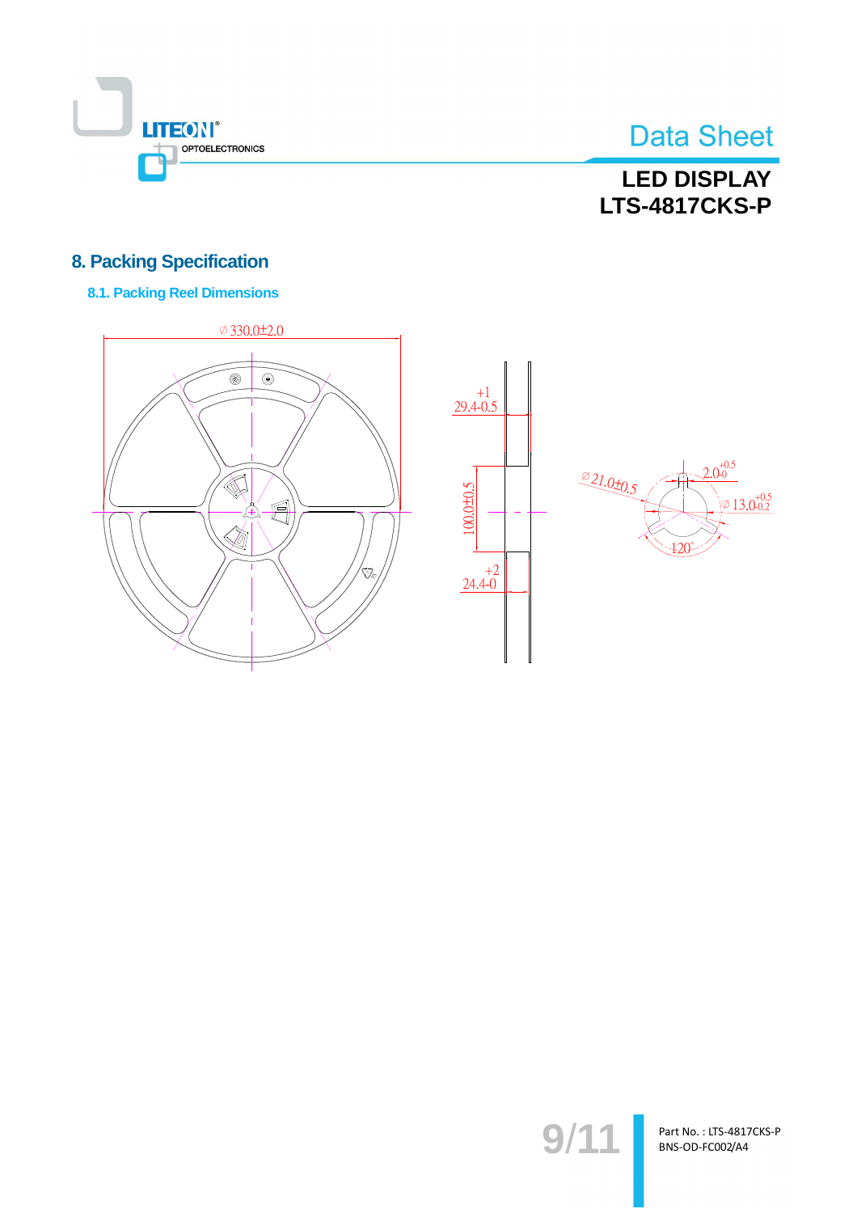## 8. Packing Specification

### 8.1. Packing Reel Dimensions

∅ 330.0±2.0

$29.4^{+1}_{-0.5}$

100.0±0.5

$24.4^{+2}_{-0}$

∅ 21.0±0.5

$2.0^{+0.5}_{-0}$

∅ $13.0^{+0.5}_{-0.2}$

120°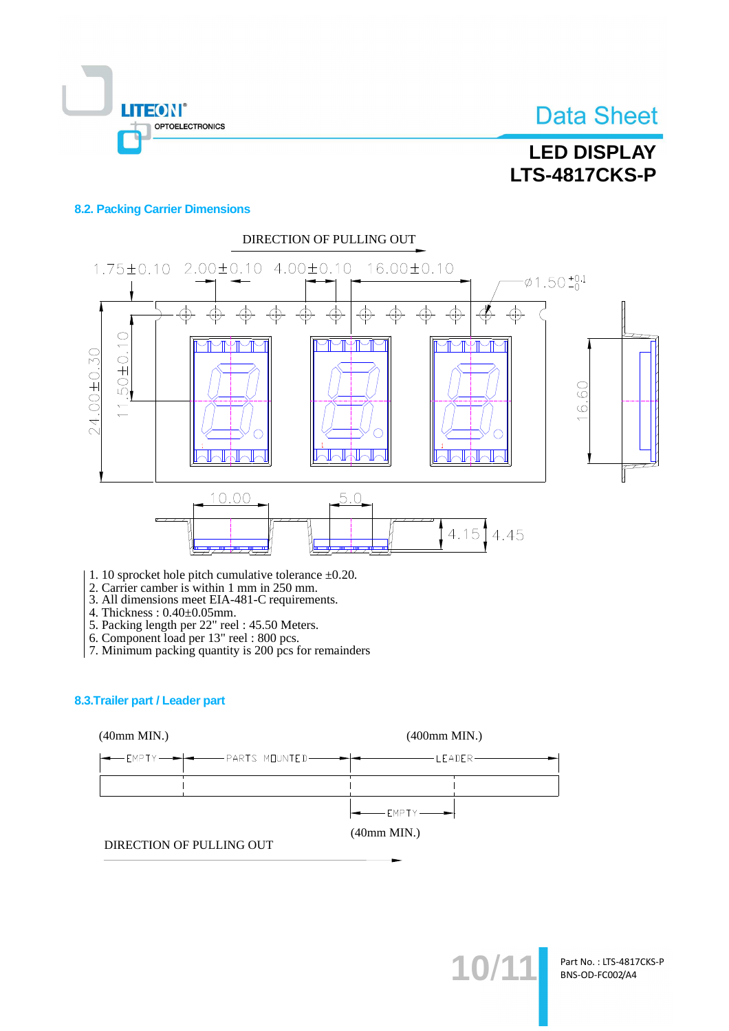## 8.2. Packing Carrier Dimensions

DIRECTION OF PULLING OUT

1.75±0.10 2.00±0.10 4.00±0.10 16.00±0.10 Ø1.50 $^{+0.1}_{-0}$

24.00±0.30 11.50±0.10 16.60

10.00 5.0 4.15 4.45

1. 10 sprocket hole pitch cumulative tolerance ±0.20.
2. Carrier camber is within 1 mm in 250 mm.
3. All dimensions meet EIA-481-C requirements.
4. Thickness : 0.40±0.05mm.
5. Packing length per 22" reel : 45.50 Meters.
6. Component load per 13" reel : 800 pcs.
7. Minimum packing quantity is 200 pcs for remainders

## 8.3.Trailer part / Leader part

(40mm MIN.) (400mm MIN.)

EMPTY PARTS MOUNTED LEADER

EMPTY

(40mm MIN.)

DIRECTION OF PULLING OUT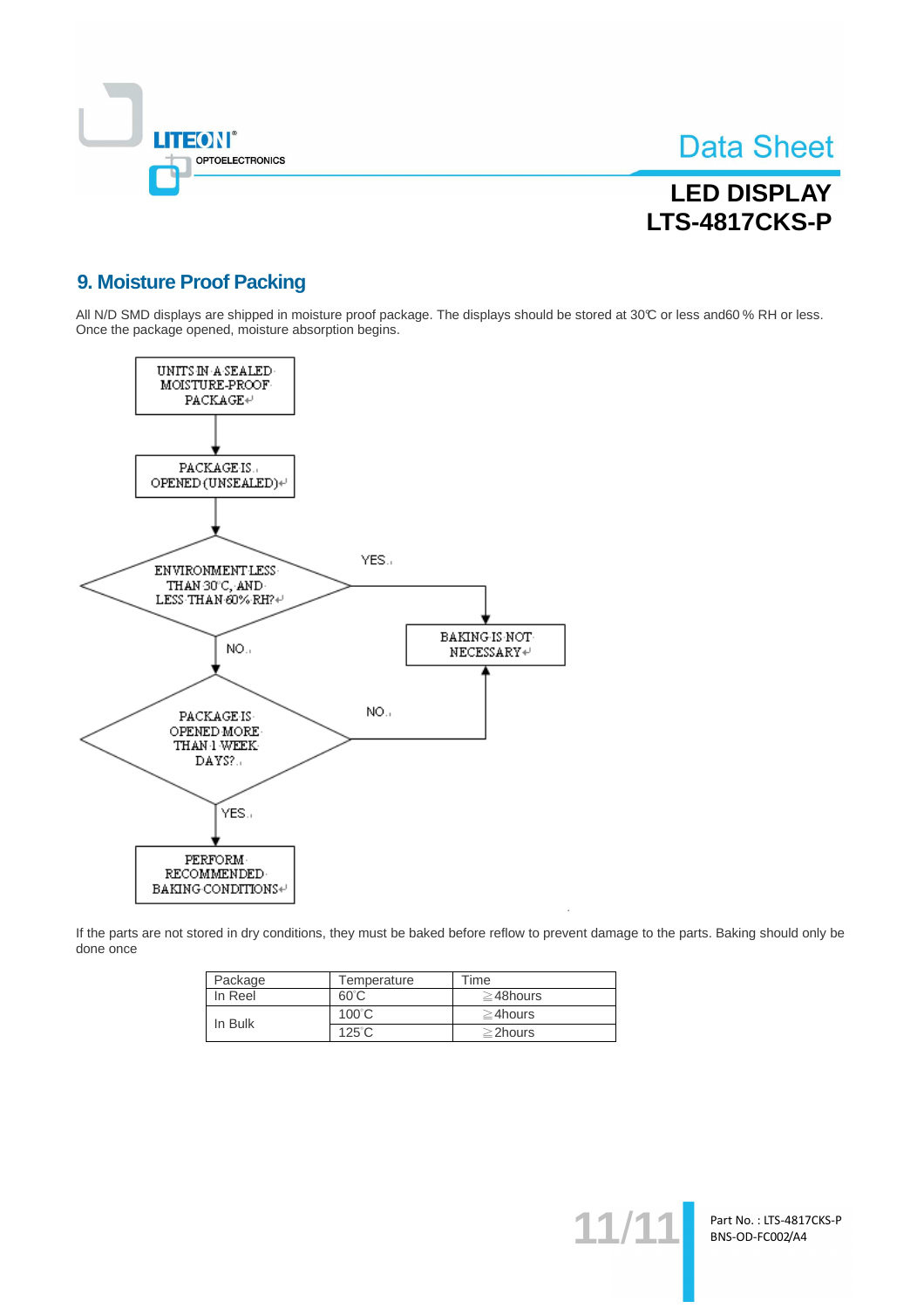## 9. Moisture Proof Packing

All N/D SMD displays are shipped in moisture proof package. The displays should be stored at 30℃ or less and60 % RH or less. Once the package opened, moisture absorption begins.

UNITS IN A SEALED MOISTURE-PROOF PACKAGE

PACKAGE IS OPENED (UNSEALED)

ENVIRONMENT LESS THAN 30°C, AND LESS THAN 60% RH?

YES

BAKING IS NOT NECESSARY

NO

PACKAGE IS OPENED MORE THAN 1 WEEK DAYS?

NO

YES

PERFORM RECOMMENDED BAKING CONDITIONS

If the parts are not stored in dry conditions, they must be baked before reflow to prevent damage to the parts. Baking should only be done once

| Package | Temperature | Time |
| --- | --- | --- |
| In Reel | 60°C | ≧48hours |
| In Bulk | 100°C | ≧4hours |
| | 125°C | ≧2hours |

Part No. : LTS-4817CKS-P
BNS-OD-FC002/A4